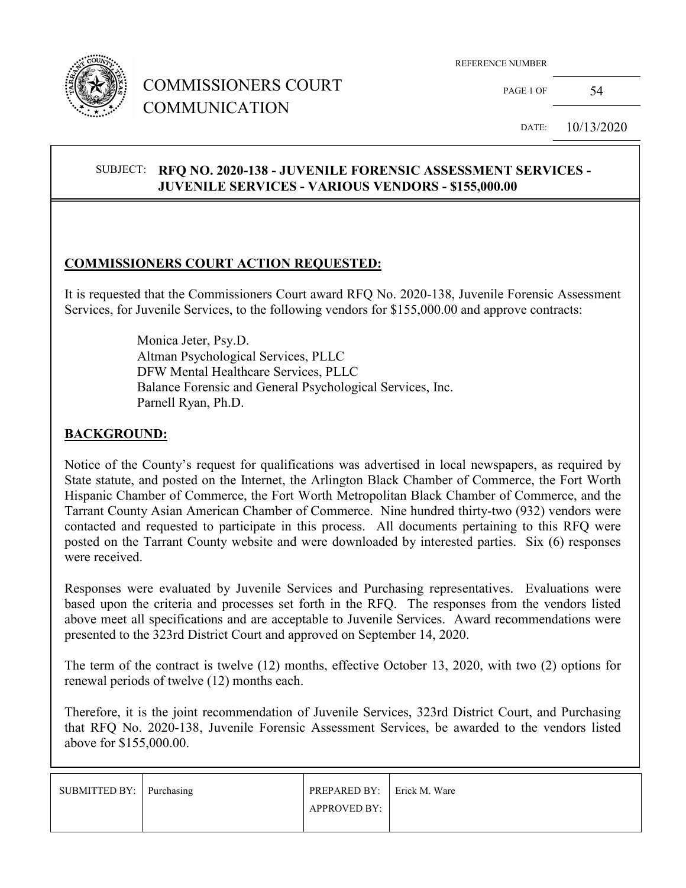# COMMISSIONERS COURT COMMUNICATION

| REFERENCE NUMBER | |
|---|---|
| PAGE 1 OF | 54 |
| DATE: | 10/13/2020 |

SUBJECT: **RFQ NO. 2020-138 - JUVENILE FORENSIC ASSESSMENT SERVICES - JUVENILE SERVICES - VARIOUS VENDORS - $155,000.00**

## COMMISSIONERS COURT ACTION REQUESTED:

It is requested that the Commissioners Court award RFQ No. 2020-138, Juvenile Forensic Assessment Services, for Juvenile Services, to the following vendors for $155,000.00 and approve contracts:

Monica Jeter, Psy.D.
Altman Psychological Services, PLLC
DFW Mental Healthcare Services, PLLC
Balance Forensic and General Psychological Services, Inc.
Parnell Ryan, Ph.D.

## BACKGROUND:

Notice of the County's request for qualifications was advertised in local newspapers, as required by State statute, and posted on the Internet, the Arlington Black Chamber of Commerce, the Fort Worth Hispanic Chamber of Commerce, the Fort Worth Metropolitan Black Chamber of Commerce, and the Tarrant County Asian American Chamber of Commerce. Nine hundred thirty-two (932) vendors were contacted and requested to participate in this process. All documents pertaining to this RFQ were posted on the Tarrant County website and were downloaded by interested parties. Six (6) responses were received.

Responses were evaluated by Juvenile Services and Purchasing representatives. Evaluations were based upon the criteria and processes set forth in the RFQ. The responses from the vendors listed above meet all specifications and are acceptable to Juvenile Services. Award recommendations were presented to the 323rd District Court and approved on September 14, 2020.

The term of the contract is twelve (12) months, effective October 13, 2020, with two (2) options for renewal periods of twelve (12) months each.

Therefore, it is the joint recommendation of Juvenile Services, 323rd District Court, and Purchasing that RFQ No. 2020-138, Juvenile Forensic Assessment Services, be awarded to the vendors listed above for $155,000.00.

| SUBMITTED BY: | Purchasing | PREPARED BY: | Erick M. Ware |
|---|---|---|---|
| | | APPROVED BY: | |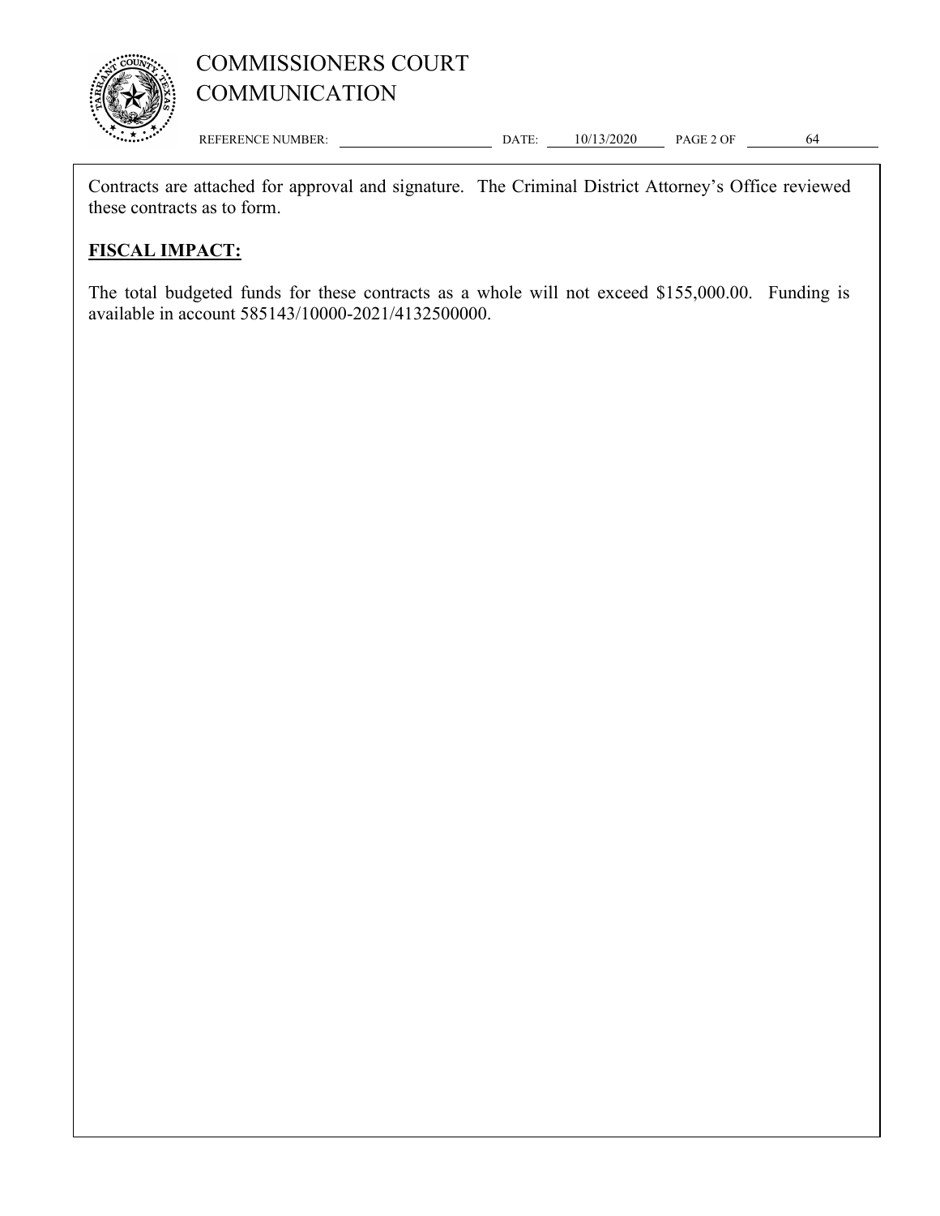Contracts are attached for approval and signature. The Criminal District Attorney's Office reviewed these contracts as to form.

**FISCAL IMPACT:**

The total budgeted funds for these contracts as a whole will not exceed $155,000.00. Funding is available in account 585143/10000-2021/4132500000.